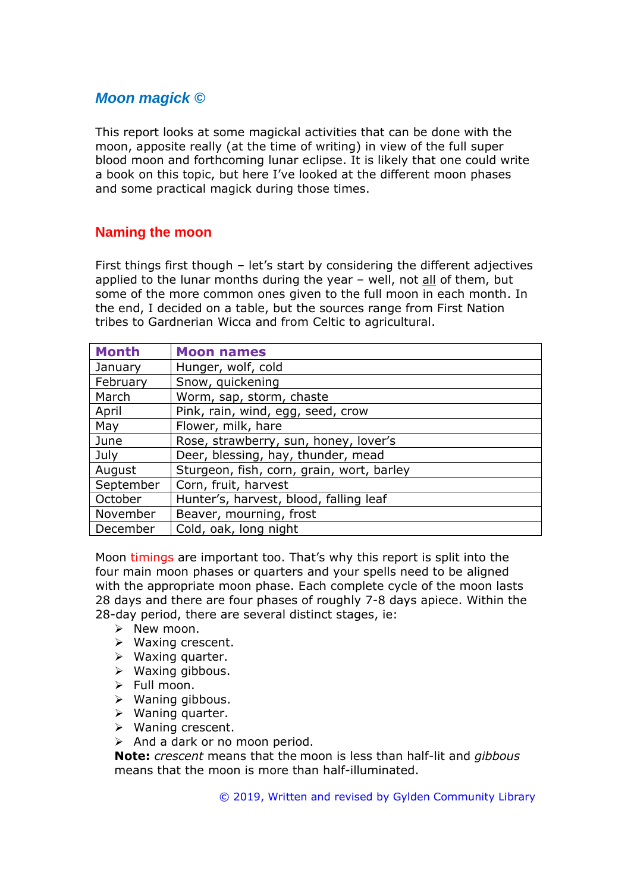# *Moon magick ©*

This report looks at some magickal activities that can be done with the moon, apposite really (at the time of writing) in view of the full super blood moon and forthcoming lunar eclipse. It is likely that one could write a book on this topic, but here I've looked at the different moon phases and some practical magick during those times.

## Naming the moon

First things first though – let's start by considering the different adjectives applied to the lunar months during the year – well, not all of them, but some of the more common ones given to the full moon in each month. In the end, I decided on a table, but the sources range from First Nation tribes to Gardnerian Wicca and from Celtic to agricultural.

| Month | Moon names |
|---|---|
| January | Hunger, wolf, cold |
| February | Snow, quickening |
| March | Worm, sap, storm, chaste |
| April | Pink, rain, wind, egg, seed, crow |
| May | Flower, milk, hare |
| June | Rose, strawberry, sun, honey, lover's |
| July | Deer, blessing, hay, thunder, mead |
| August | Sturgeon, fish, corn, grain, wort, barley |
| September | Corn, fruit, harvest |
| October | Hunter's, harvest, blood, falling leaf |
| November | Beaver, mourning, frost |
| December | Cold, oak, long night |

Moon timings are important too. That's why this report is split into the four main moon phases or quarters and your spells need to be aligned with the appropriate moon phase. Each complete cycle of the moon lasts 28 days and there are four phases of roughly 7-8 days apiece. Within the 28-day period, there are several distinct stages, ie:

- New moon.
- Waxing crescent.
- Waxing quarter.
- Waxing gibbous.
- Full moon.
- Waning gibbous.
- Waning quarter.
- Waning crescent.
- And a dark or no moon period.

**Note:** *crescent* means that the moon is less than half-lit and *gibbous* means that the moon is more than half-illuminated.

© 2019, Written and revised by Gylden Community Library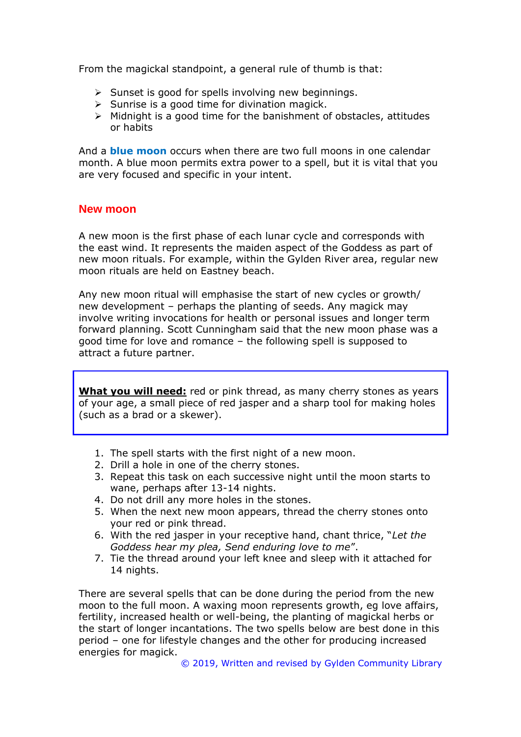From the magickal standpoint, a general rule of thumb is that:

- Sunset is good for spells involving new beginnings.
- Sunrise is a good time for divination magick.
- Midnight is a good time for the banishment of obstacles, attitudes or habits

And a **blue moon** occurs when there are two full moons in one calendar month. A blue moon permits extra power to a spell, but it is vital that you are very focused and specific in your intent.

## New moon

A new moon is the first phase of each lunar cycle and corresponds with the east wind. It represents the maiden aspect of the Goddess as part of new moon rituals. For example, within the Gylden River area, regular new moon rituals are held on Eastney beach.

Any new moon ritual will emphasise the start of new cycles or growth/ new development – perhaps the planting of seeds. Any magick may involve writing invocations for health or personal issues and longer term forward planning. Scott Cunningham said that the new moon phase was a good time for love and romance – the following spell is supposed to attract a future partner.

**What you will need:** red or pink thread, as many cherry stones as years of your age, a small piece of red jasper and a sharp tool for making holes (such as a brad or a skewer).

1. The spell starts with the first night of a new moon.
2. Drill a hole in one of the cherry stones.
3. Repeat this task on each successive night until the moon starts to wane, perhaps after 13-14 nights.
4. Do not drill any more holes in the stones.
5. When the next new moon appears, thread the cherry stones onto your red or pink thread.
6. With the red jasper in your receptive hand, chant thrice, "*Let the Goddess hear my plea, Send enduring love to me*".
7. Tie the thread around your left knee and sleep with it attached for 14 nights.

There are several spells that can be done during the period from the new moon to the full moon. A waxing moon represents growth, eg love affairs, fertility, increased health or well-being, the planting of magickal herbs or the start of longer incantations. The two spells below are best done in this period – one for lifestyle changes and the other for producing increased energies for magick.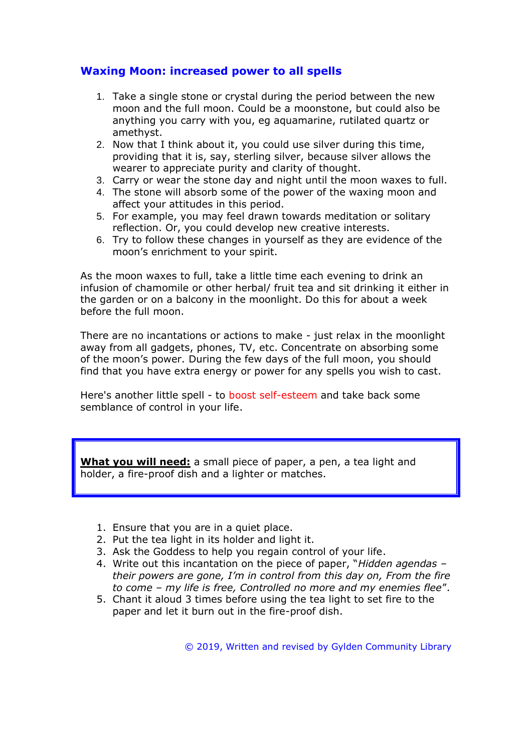## Waxing Moon: increased power to all spells

1. Take a single stone or crystal during the period between the new moon and the full moon. Could be a moonstone, but could also be anything you carry with you, eg aquamarine, rutilated quartz or amethyst.
2. Now that I think about it, you could use silver during this time, providing that it is, say, sterling silver, because silver allows the wearer to appreciate purity and clarity of thought.
3. Carry or wear the stone day and night until the moon waxes to full.
4. The stone will absorb some of the power of the waxing moon and affect your attitudes in this period.
5. For example, you may feel drawn towards meditation or solitary reflection. Or, you could develop new creative interests.
6. Try to follow these changes in yourself as they are evidence of the moon's enrichment to your spirit.

As the moon waxes to full, take a little time each evening to drink an infusion of chamomile or other herbal/ fruit tea and sit drinking it either in the garden or on a balcony in the moonlight. Do this for about a week before the full moon.

There are no incantations or actions to make - just relax in the moonlight away from all gadgets, phones, TV, etc. Concentrate on absorbing some of the moon's power. During the few days of the full moon, you should find that you have extra energy or power for any spells you wish to cast.

Here's another little spell - to boost self-esteem and take back some semblance of control in your life.

**What you will need:** a small piece of paper, a pen, a tea light and holder, a fire-proof dish and a lighter or matches.

1. Ensure that you are in a quiet place.
2. Put the tea light in its holder and light it.
3. Ask the Goddess to help you regain control of your life.
4. Write out this incantation on the piece of paper, "*Hidden agendas – their powers are gone, I'm in control from this day on, From the fire to come – my life is free, Controlled no more and my enemies flee*".
5. Chant it aloud 3 times before using the tea light to set fire to the paper and let it burn out in the fire-proof dish.

© 2019, Written and revised by Gylden Community Library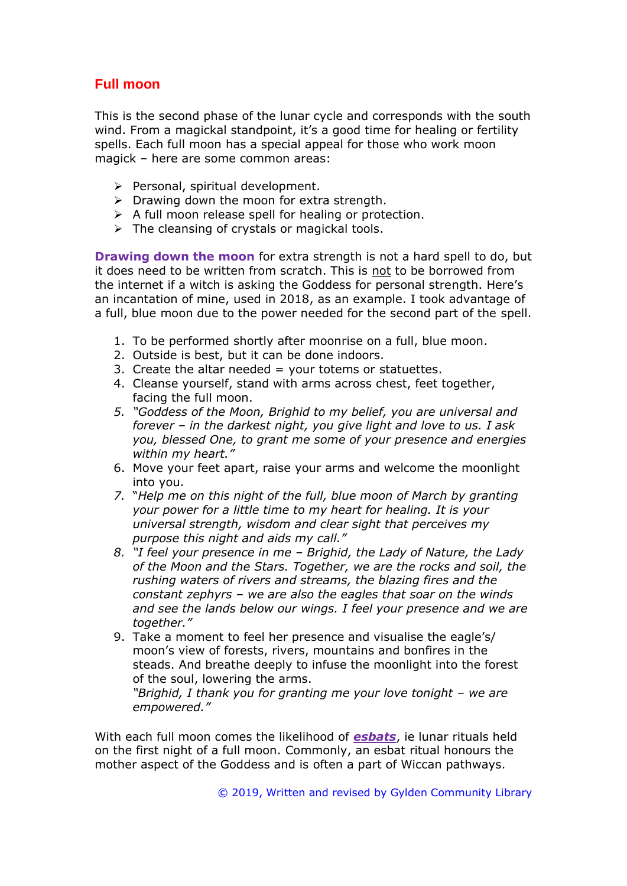## Full moon

This is the second phase of the lunar cycle and corresponds with the south wind. From a magickal standpoint, it's a good time for healing or fertility spells. Each full moon has a special appeal for those who work moon magick – here are some common areas:

- Personal, spiritual development.
- Drawing down the moon for extra strength.
- A full moon release spell for healing or protection.
- The cleansing of crystals or magickal tools.

**Drawing down the moon** for extra strength is not a hard spell to do, but it does need to be written from scratch. This is not to be borrowed from the internet if a witch is asking the Goddess for personal strength. Here's an incantation of mine, used in 2018, as an example. I took advantage of a full, blue moon due to the power needed for the second part of the spell.

1. To be performed shortly after moonrise on a full, blue moon.
2. Outside is best, but it can be done indoors.
3. Create the altar needed = your totems or statuettes.
4. Cleanse yourself, stand with arms across chest, feet together, facing the full moon.
5. *"Goddess of the Moon, Brighid to my belief, you are universal and forever – in the darkest night, you give light and love to us. I ask you, blessed One, to grant me some of your presence and energies within my heart."*
6. Move your feet apart, raise your arms and welcome the moonlight into you.
7. *"Help me on this night of the full, blue moon of March by granting your power for a little time to my heart for healing. It is your universal strength, wisdom and clear sight that perceives my purpose this night and aids my call."*
8. *"I feel your presence in me – Brighid, the Lady of Nature, the Lady of the Moon and the Stars. Together, we are the rocks and soil, the rushing waters of rivers and streams, the blazing fires and the constant zephyrs – we are also the eagles that soar on the winds and see the lands below our wings. I feel your presence and we are together."*
9. Take a moment to feel her presence and visualise the eagle's/ moon's view of forests, rivers, mountains and bonfires in the steads. And breathe deeply to infuse the moonlight into the forest of the soul, lowering the arms.
   *"Brighid, I thank you for granting me your love tonight – we are empowered."*

With each full moon comes the likelihood of ***esbats***, ie lunar rituals held on the first night of a full moon. Commonly, an esbat ritual honours the mother aspect of the Goddess and is often a part of Wiccan pathways.

© 2019, Written and revised by Gylden Community Library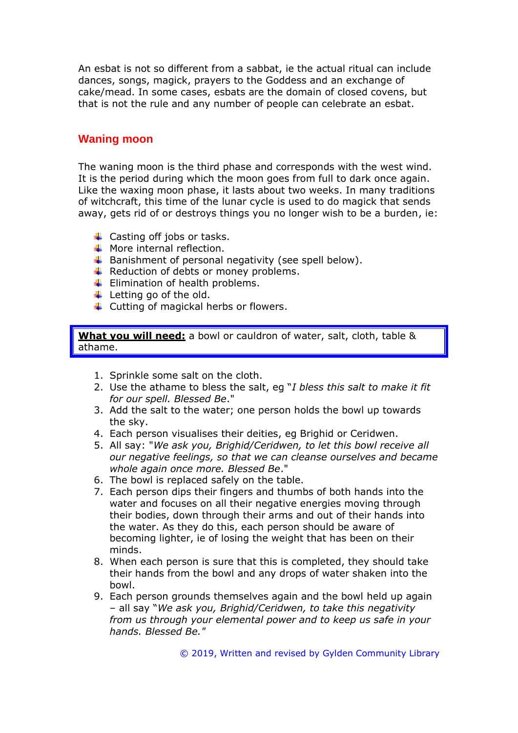An esbat is not so different from a sabbat, ie the actual ritual can include dances, songs, magick, prayers to the Goddess and an exchange of cake/mead. In some cases, esbats are the domain of closed covens, but that is not the rule and any number of people can celebrate an esbat.

## Waning moon

The waning moon is the third phase and corresponds with the west wind. It is the period during which the moon goes from full to dark once again. Like the waxing moon phase, it lasts about two weeks. In many traditions of witchcraft, this time of the lunar cycle is used to do magick that sends away, gets rid of or destroys things you no longer wish to be a burden, ie:

- Casting off jobs or tasks.
- More internal reflection.
- Banishment of personal negativity (see spell below).
- Reduction of debts or money problems.
- Elimination of health problems.
- Letting go of the old.
- Cutting of magickal herbs or flowers.

**What you will need:** a bowl or cauldron of water, salt, cloth, table & athame.

1. Sprinkle some salt on the cloth.
2. Use the athame to bless the salt, eg "*I bless this salt to make it fit for our spell. Blessed Be*."
3. Add the salt to the water; one person holds the bowl up towards the sky.
4. Each person visualises their deities, eg Brighid or Ceridwen.
5. All say: "*We ask you, Brighid/Ceridwen, to let this bowl receive all our negative feelings, so that we can cleanse ourselves and became whole again once more. Blessed Be*."
6. The bowl is replaced safely on the table.
7. Each person dips their fingers and thumbs of both hands into the water and focuses on all their negative energies moving through their bodies, down through their arms and out of their hands into the water. As they do this, each person should be aware of becoming lighter, ie of losing the weight that has been on their minds.
8. When each person is sure that this is completed, they should take their hands from the bowl and any drops of water shaken into the bowl.
9. Each person grounds themselves again and the bowl held up again – all say "*We ask you, Brighid/Ceridwen, to take this negativity from us through your elemental power and to keep us safe in your hands. Blessed Be.*"

© 2019, Written and revised by Gylden Community Library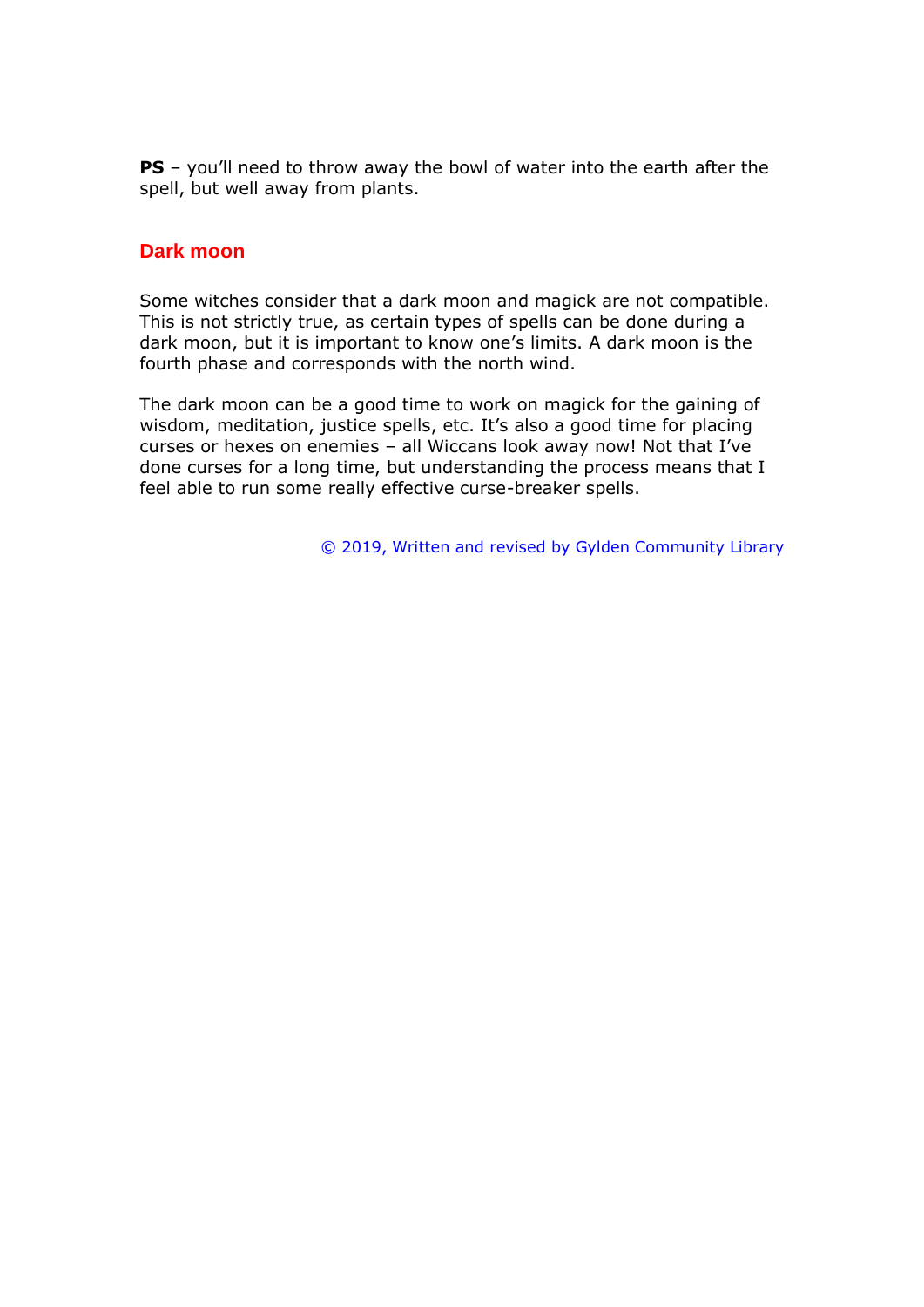**PS** – you'll need to throw away the bowl of water into the earth after the spell, but well away from plants.

## Dark moon

Some witches consider that a dark moon and magick are not compatible. This is not strictly true, as certain types of spells can be done during a dark moon, but it is important to know one's limits. A dark moon is the fourth phase and corresponds with the north wind.

The dark moon can be a good time to work on magick for the gaining of wisdom, meditation, justice spells, etc. It's also a good time for placing curses or hexes on enemies – all Wiccans look away now! Not that I've done curses for a long time, but understanding the process means that I feel able to run some really effective curse-breaker spells.

© 2019, Written and revised by Gylden Community Library